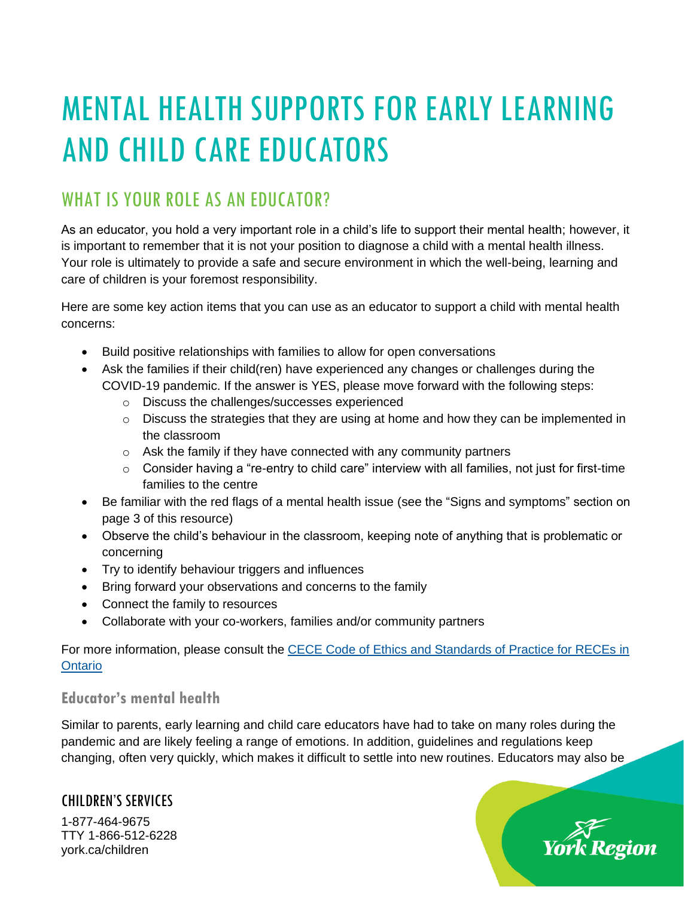# MENTAL HEALTH SUPPORTS FOR EARLY LEARNING AND CHILD CARE EDUCATORS

## WHAT IS YOUR ROLE AS AN EDUCATOR?

As an educator, you hold a very important role in a child's life to support their mental health; however, it is important to remember that it is not your position to diagnose a child with a mental health illness. Your role is ultimately to provide a safe and secure environment in which the well-being, learning and care of children is your foremost responsibility.

Here are some key action items that you can use as an educator to support a child with mental health concerns:

- Build positive relationships with families to allow for open conversations
- Ask the families if their child(ren) have experienced any changes or challenges during the COVID-19 pandemic. If the answer is YES, please move forward with the following steps:
  - Discuss the challenges/successes experienced
  - Discuss the strategies that they are using at home and how they can be implemented in the classroom
  - Ask the family if they have connected with any community partners
  - Consider having a "re-entry to child care" interview with all families, not just for first-time families to the centre
- Be familiar with the red flags of a mental health issue (see the "Signs and symptoms" section on page 3 of this resource)
- Observe the child's behaviour in the classroom, keeping note of anything that is problematic or concerning
- Try to identify behaviour triggers and influences
- Bring forward your observations and concerns to the family
- Connect the family to resources
- Collaborate with your co-workers, families and/or community partners

For more information, please consult the [CECE Code of Ethics and Standards of Practice for RECEs in Ontario]()

### Educator's mental health

Similar to parents, early learning and child care educators have had to take on many roles during the pandemic and are likely feeling a range of emotions. In addition, guidelines and regulations keep changing, often very quickly, which makes it difficult to settle into new routines. Educators may also be

CHILDREN'S SERVICES
1-877-464-9675
TTY 1-866-512-6228
york.ca/children

York Region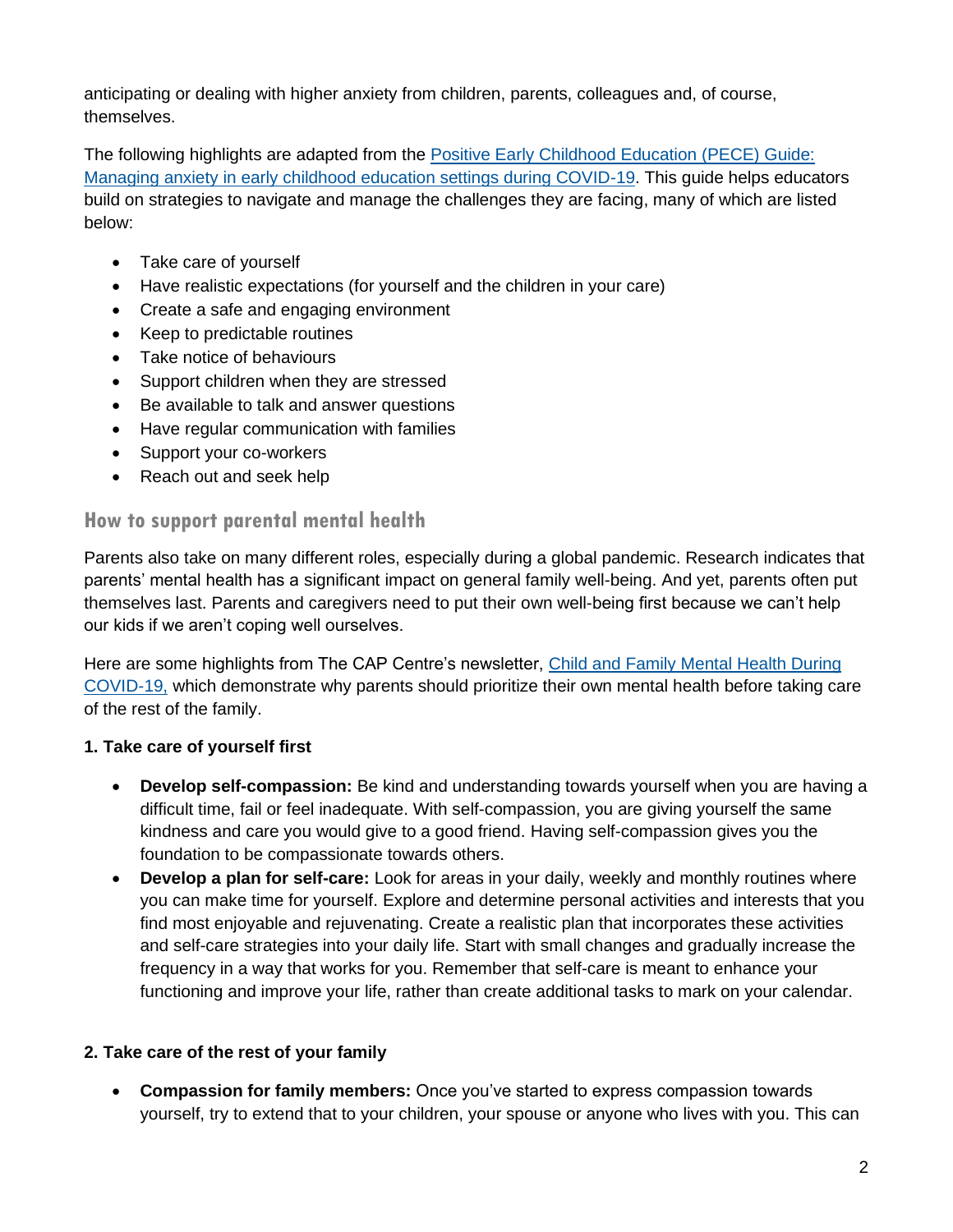anticipating or dealing with higher anxiety from children, parents, colleagues and, of course, themselves.

The following highlights are adapted from the [Positive Early Childhood Education (PECE) Guide: Managing anxiety in early childhood education settings during COVID-19](). This guide helps educators build on strategies to navigate and manage the challenges they are facing, many of which are listed below:

- Take care of yourself
- Have realistic expectations (for yourself and the children in your care)
- Create a safe and engaging environment
- Keep to predictable routines
- Take notice of behaviours
- Support children when they are stressed
- Be available to talk and answer questions
- Have regular communication with families
- Support your co-workers
- Reach out and seek help

## How to support parental mental health

Parents also take on many different roles, especially during a global pandemic. Research indicates that parents' mental health has a significant impact on general family well-being. And yet, parents often put themselves last. Parents and caregivers need to put their own well-being first because we can't help our kids if we aren't coping well ourselves.

Here are some highlights from The CAP Centre's newsletter, [Child and Family Mental Health During COVID-19,]() which demonstrate why parents should prioritize their own mental health before taking care of the rest of the family.

**1. Take care of yourself first**

- **Develop self-compassion:** Be kind and understanding towards yourself when you are having a difficult time, fail or feel inadequate. With self-compassion, you are giving yourself the same kindness and care you would give to a good friend. Having self-compassion gives you the foundation to be compassionate towards others.
- **Develop a plan for self-care:** Look for areas in your daily, weekly and monthly routines where you can make time for yourself. Explore and determine personal activities and interests that you find most enjoyable and rejuvenating. Create a realistic plan that incorporates these activities and self-care strategies into your daily life. Start with small changes and gradually increase the frequency in a way that works for you. Remember that self-care is meant to enhance your functioning and improve your life, rather than create additional tasks to mark on your calendar.

**2. Take care of the rest of your family**

- **Compassion for family members:** Once you've started to express compassion towards yourself, try to extend that to your children, your spouse or anyone who lives with you. This can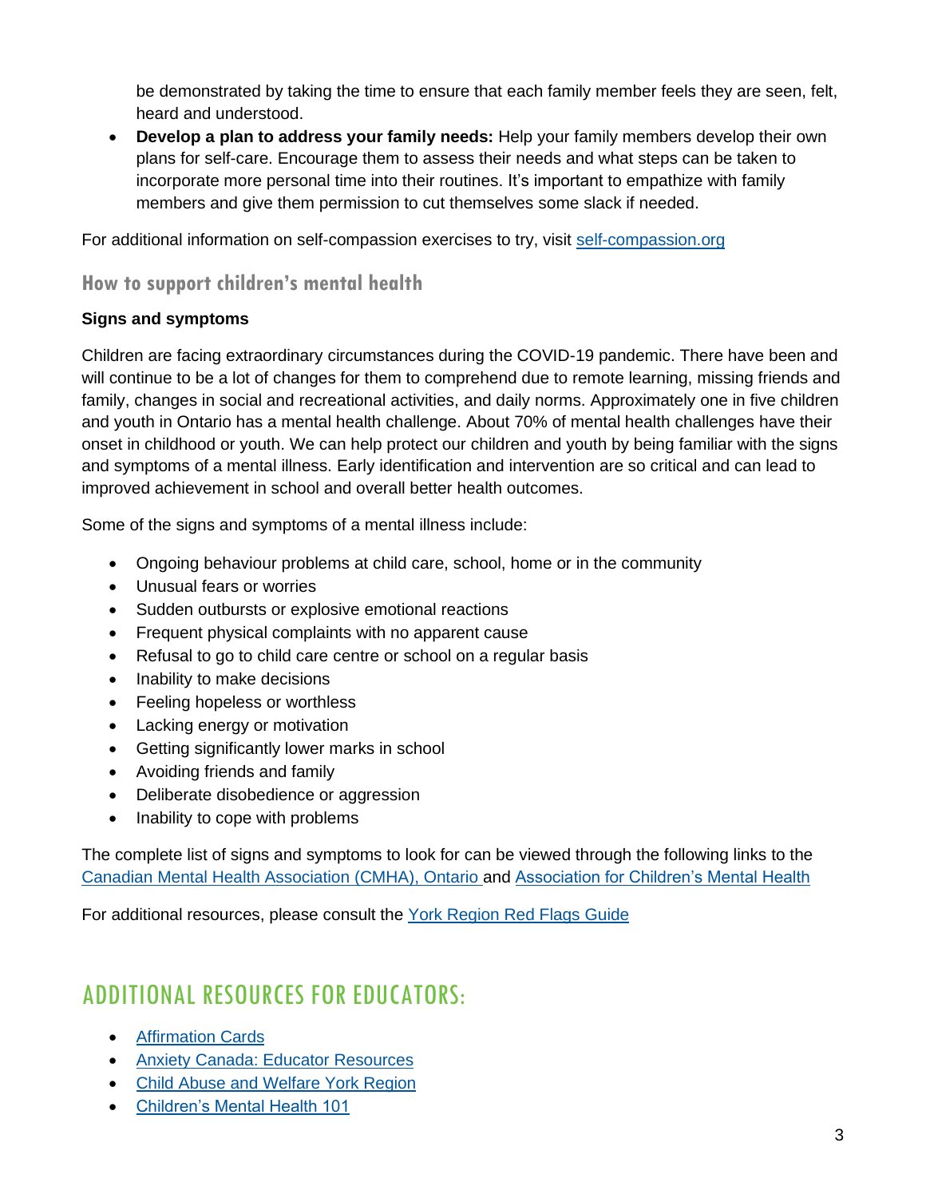be demonstrated by taking the time to ensure that each family member feels they are seen, felt, heard and understood.

- **Develop a plan to address your family needs:** Help your family members develop their own plans for self-care. Encourage them to assess their needs and what steps can be taken to incorporate more personal time into their routines. It's important to empathize with family members and give them permission to cut themselves some slack if needed.

For additional information on self-compassion exercises to try, visit self-compassion.org

### How to support children's mental health

**Signs and symptoms**

Children are facing extraordinary circumstances during the COVID-19 pandemic. There have been and will continue to be a lot of changes for them to comprehend due to remote learning, missing friends and family, changes in social and recreational activities, and daily norms. Approximately one in five children and youth in Ontario has a mental health challenge. About 70% of mental health challenges have their onset in childhood or youth. We can help protect our children and youth by being familiar with the signs and symptoms of a mental illness. Early identification and intervention are so critical and can lead to improved achievement in school and overall better health outcomes.

Some of the signs and symptoms of a mental illness include:

- Ongoing behaviour problems at child care, school, home or in the community
- Unusual fears or worries
- Sudden outbursts or explosive emotional reactions
- Frequent physical complaints with no apparent cause
- Refusal to go to child care centre or school on a regular basis
- Inability to make decisions
- Feeling hopeless or worthless
- Lacking energy or motivation
- Getting significantly lower marks in school
- Avoiding friends and family
- Deliberate disobedience or aggression
- Inability to cope with problems

The complete list of signs and symptoms to look for can be viewed through the following links to the Canadian Mental Health Association (CMHA), Ontario and Association for Children's Mental Health

For additional resources, please consult the York Region Red Flags Guide

## ADDITIONAL RESOURCES FOR EDUCATORS:

- Affirmation Cards
- Anxiety Canada: Educator Resources
- Child Abuse and Welfare York Region
- Children's Mental Health 101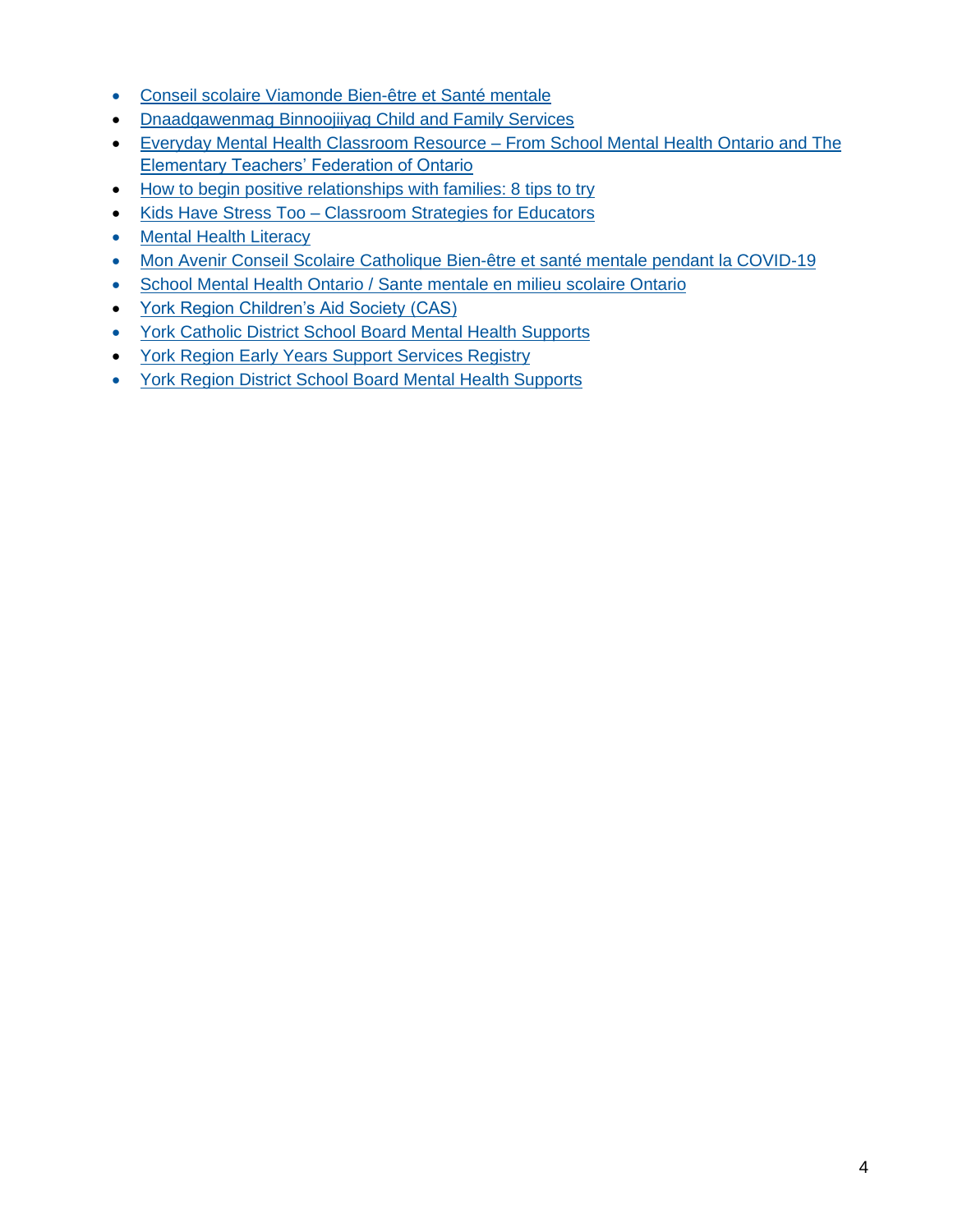- Conseil scolaire Viamonde Bien-être et Santé mentale
- Dnaadgawenmag Binnoojiiyag Child and Family Services
- Everyday Mental Health Classroom Resource – From School Mental Health Ontario and The Elementary Teachers' Federation of Ontario
- How to begin positive relationships with families: 8 tips to try
- Kids Have Stress Too – Classroom Strategies for Educators
- Mental Health Literacy
- Mon Avenir Conseil Scolaire Catholique Bien-être et santé mentale pendant la COVID-19
- School Mental Health Ontario / Sante mentale en milieu scolaire Ontario
- York Region Children's Aid Society (CAS)
- York Catholic District School Board Mental Health Supports
- York Region Early Years Support Services Registry
- York Region District School Board Mental Health Supports